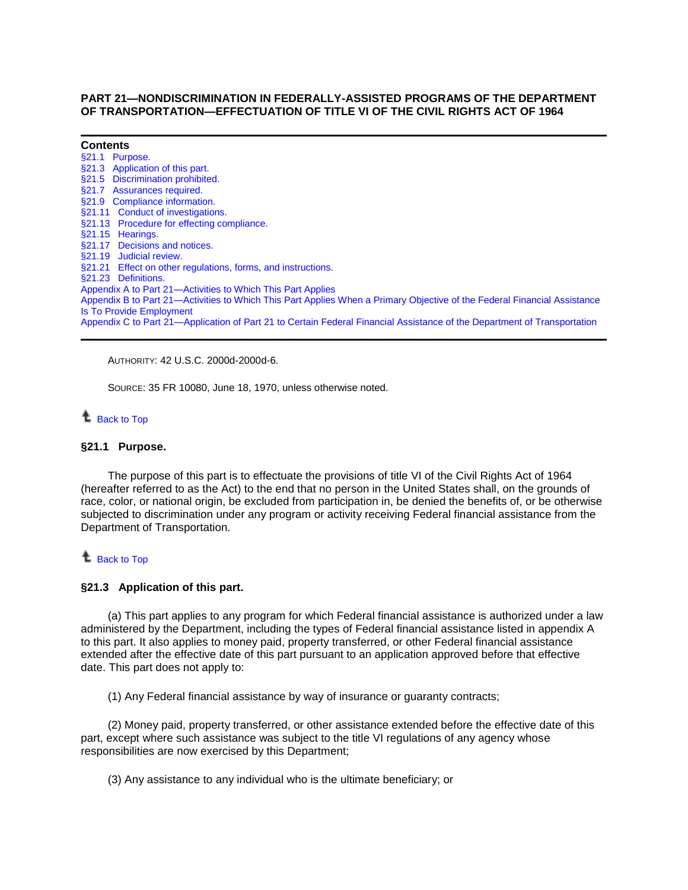# PART 21—NONDISCRIMINATION IN FEDERALLY-ASSISTED PROGRAMS OF THE DEPARTMENT OF TRANSPORTATION—EFFECTUATION OF TITLE VI OF THE CIVIL RIGHTS ACT OF 1964

---

**Contents**

§21.1 Purpose.
§21.3 Application of this part.
§21.5 Discrimination prohibited.
§21.7 Assurances required.
§21.9 Compliance information.
§21.11 Conduct of investigations.
§21.13 Procedure for effecting compliance.
§21.15 Hearings.
§21.17 Decisions and notices.
§21.19 Judicial review.
§21.21 Effect on other regulations, forms, and instructions.
§21.23 Definitions.
Appendix A to Part 21—Activities to Which This Part Applies
Appendix B to Part 21—Activities to Which This Part Applies When a Primary Objective of the Federal Financial Assistance Is To Provide Employment
Appendix C to Part 21—Application of Part 21 to Certain Federal Financial Assistance of the Department of Transportation

---

AUTHORITY: 42 U.S.C. 2000d-2000d-6.

SOURCE: 35 FR 10080, June 18, 1970, unless otherwise noted.

Back to Top

### §21.1 Purpose.

The purpose of this part is to effectuate the provisions of title VI of the Civil Rights Act of 1964 (hereafter referred to as the Act) to the end that no person in the United States shall, on the grounds of race, color, or national origin, be excluded from participation in, be denied the benefits of, or be otherwise subjected to discrimination under any program or activity receiving Federal financial assistance from the Department of Transportation.

Back to Top

### §21.3 Application of this part.

(a) This part applies to any program for which Federal financial assistance is authorized under a law administered by the Department, including the types of Federal financial assistance listed in appendix A to this part. It also applies to money paid, property transferred, or other Federal financial assistance extended after the effective date of this part pursuant to an application approved before that effective date. This part does not apply to:

(1) Any Federal financial assistance by way of insurance or guaranty contracts;

(2) Money paid, property transferred, or other assistance extended before the effective date of this part, except where such assistance was subject to the title VI regulations of any agency whose responsibilities are now exercised by this Department;

(3) Any assistance to any individual who is the ultimate beneficiary; or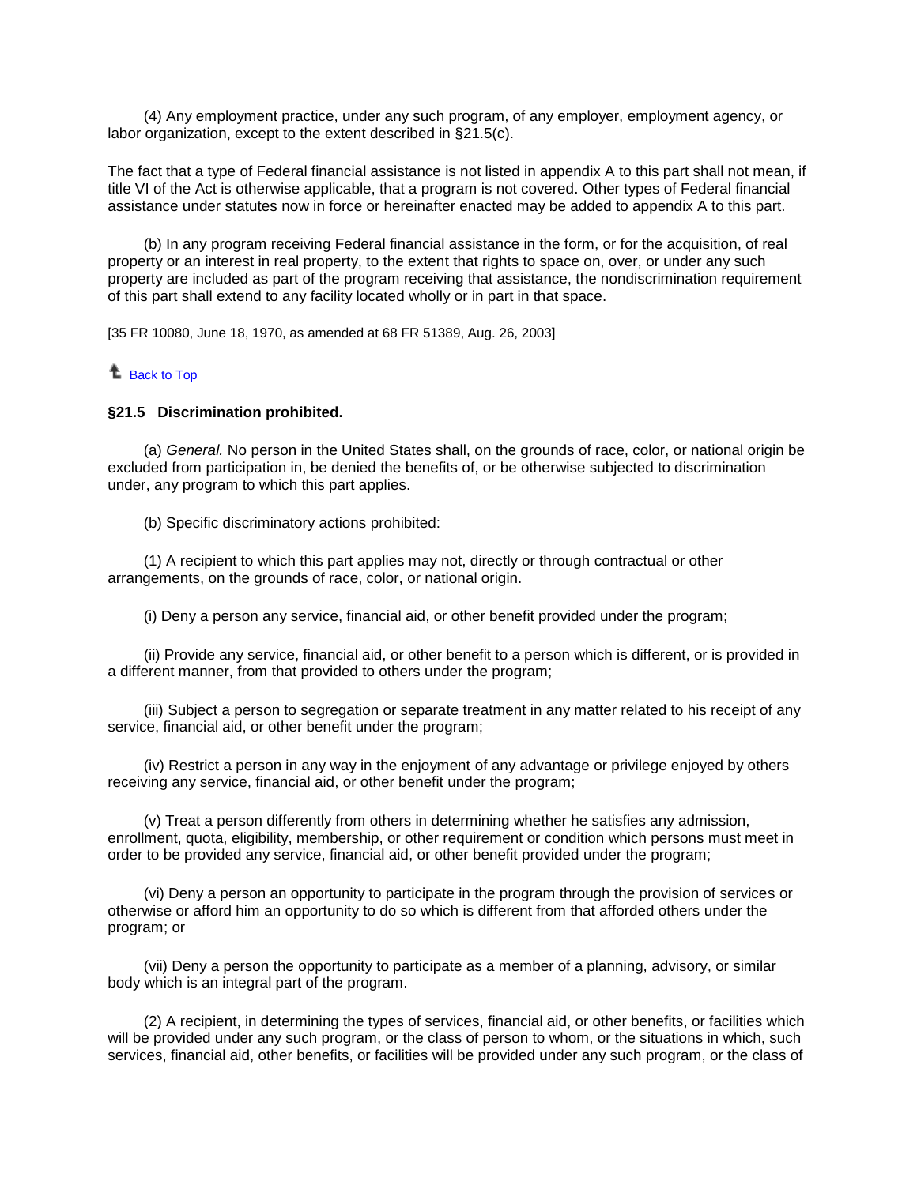(4) Any employment practice, under any such program, of any employer, employment agency, or labor organization, except to the extent described in §21.5(c).

The fact that a type of Federal financial assistance is not listed in appendix A to this part shall not mean, if title VI of the Act is otherwise applicable, that a program is not covered. Other types of Federal financial assistance under statutes now in force or hereinafter enacted may be added to appendix A to this part.

(b) In any program receiving Federal financial assistance in the form, or for the acquisition, of real property or an interest in real property, to the extent that rights to space on, over, or under any such property are included as part of the program receiving that assistance, the nondiscrimination requirement of this part shall extend to any facility located wholly or in part in that space.

[35 FR 10080, June 18, 1970, as amended at 68 FR 51389, Aug. 26, 2003]

Back to Top

**§21.5 Discrimination prohibited.**

(a) *General.* No person in the United States shall, on the grounds of race, color, or national origin be excluded from participation in, be denied the benefits of, or be otherwise subjected to discrimination under, any program to which this part applies.

(b) Specific discriminatory actions prohibited:

(1) A recipient to which this part applies may not, directly or through contractual or other arrangements, on the grounds of race, color, or national origin.

(i) Deny a person any service, financial aid, or other benefit provided under the program;

(ii) Provide any service, financial aid, or other benefit to a person which is different, or is provided in a different manner, from that provided to others under the program;

(iii) Subject a person to segregation or separate treatment in any matter related to his receipt of any service, financial aid, or other benefit under the program;

(iv) Restrict a person in any way in the enjoyment of any advantage or privilege enjoyed by others receiving any service, financial aid, or other benefit under the program;

(v) Treat a person differently from others in determining whether he satisfies any admission, enrollment, quota, eligibility, membership, or other requirement or condition which persons must meet in order to be provided any service, financial aid, or other benefit provided under the program;

(vi) Deny a person an opportunity to participate in the program through the provision of services or otherwise or afford him an opportunity to do so which is different from that afforded others under the program; or

(vii) Deny a person the opportunity to participate as a member of a planning, advisory, or similar body which is an integral part of the program.

(2) A recipient, in determining the types of services, financial aid, or other benefits, or facilities which will be provided under any such program, or the class of person to whom, or the situations in which, such services, financial aid, other benefits, or facilities will be provided under any such program, or the class of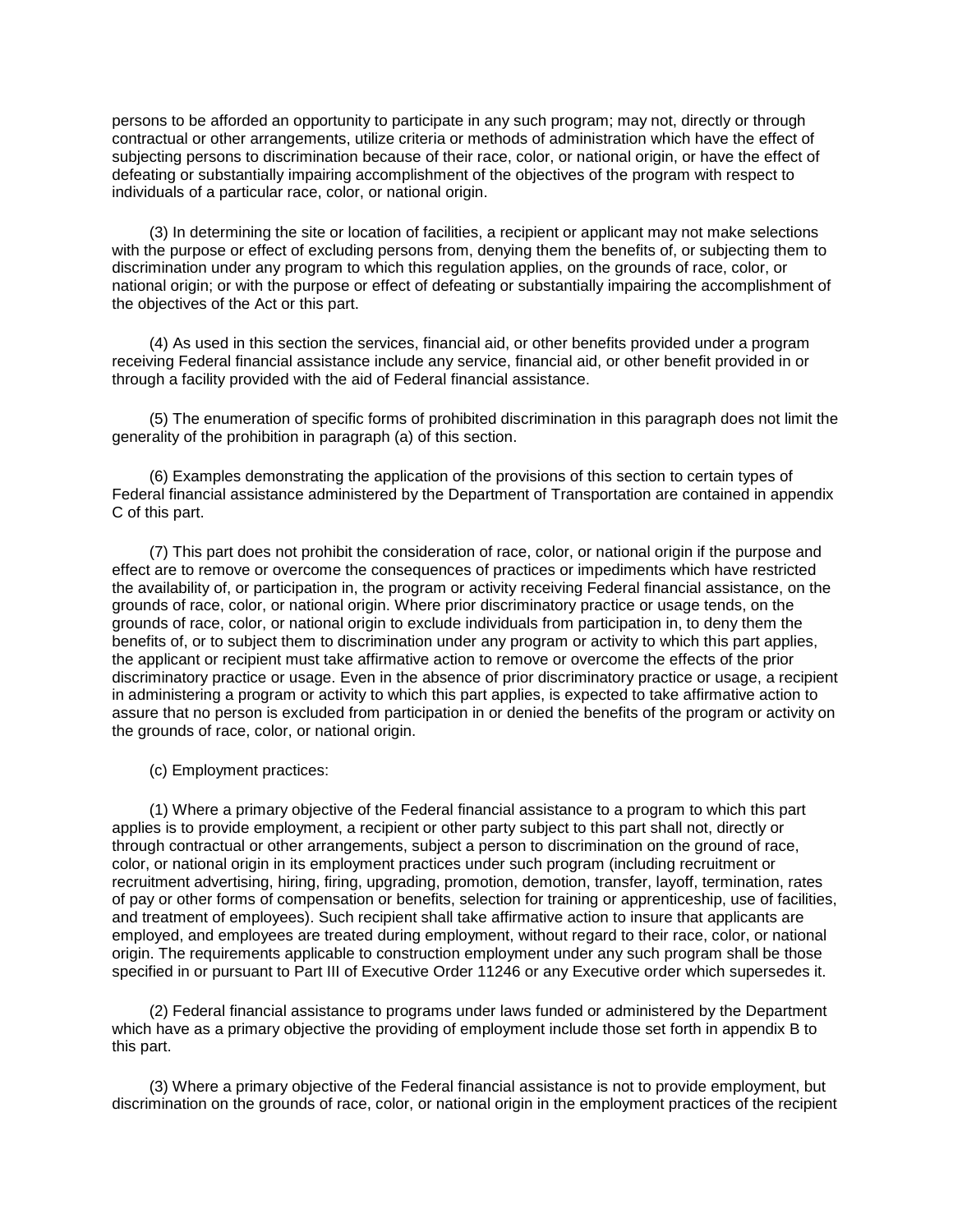persons to be afforded an opportunity to participate in any such program; may not, directly or through contractual or other arrangements, utilize criteria or methods of administration which have the effect of subjecting persons to discrimination because of their race, color, or national origin, or have the effect of defeating or substantially impairing accomplishment of the objectives of the program with respect to individuals of a particular race, color, or national origin.

(3) In determining the site or location of facilities, a recipient or applicant may not make selections with the purpose or effect of excluding persons from, denying them the benefits of, or subjecting them to discrimination under any program to which this regulation applies, on the grounds of race, color, or national origin; or with the purpose or effect of defeating or substantially impairing the accomplishment of the objectives of the Act or this part.

(4) As used in this section the services, financial aid, or other benefits provided under a program receiving Federal financial assistance include any service, financial aid, or other benefit provided in or through a facility provided with the aid of Federal financial assistance.

(5) The enumeration of specific forms of prohibited discrimination in this paragraph does not limit the generality of the prohibition in paragraph (a) of this section.

(6) Examples demonstrating the application of the provisions of this section to certain types of Federal financial assistance administered by the Department of Transportation are contained in appendix C of this part.

(7) This part does not prohibit the consideration of race, color, or national origin if the purpose and effect are to remove or overcome the consequences of practices or impediments which have restricted the availability of, or participation in, the program or activity receiving Federal financial assistance, on the grounds of race, color, or national origin. Where prior discriminatory practice or usage tends, on the grounds of race, color, or national origin to exclude individuals from participation in, to deny them the benefits of, or to subject them to discrimination under any program or activity to which this part applies, the applicant or recipient must take affirmative action to remove or overcome the effects of the prior discriminatory practice or usage. Even in the absence of prior discriminatory practice or usage, a recipient in administering a program or activity to which this part applies, is expected to take affirmative action to assure that no person is excluded from participation in or denied the benefits of the program or activity on the grounds of race, color, or national origin.

(c) Employment practices:

(1) Where a primary objective of the Federal financial assistance to a program to which this part applies is to provide employment, a recipient or other party subject to this part shall not, directly or through contractual or other arrangements, subject a person to discrimination on the ground of race, color, or national origin in its employment practices under such program (including recruitment or recruitment advertising, hiring, firing, upgrading, promotion, demotion, transfer, layoff, termination, rates of pay or other forms of compensation or benefits, selection for training or apprenticeship, use of facilities, and treatment of employees). Such recipient shall take affirmative action to insure that applicants are employed, and employees are treated during employment, without regard to their race, color, or national origin. The requirements applicable to construction employment under any such program shall be those specified in or pursuant to Part III of Executive Order 11246 or any Executive order which supersedes it.

(2) Federal financial assistance to programs under laws funded or administered by the Department which have as a primary objective the providing of employment include those set forth in appendix B to this part.

(3) Where a primary objective of the Federal financial assistance is not to provide employment, but discrimination on the grounds of race, color, or national origin in the employment practices of the recipient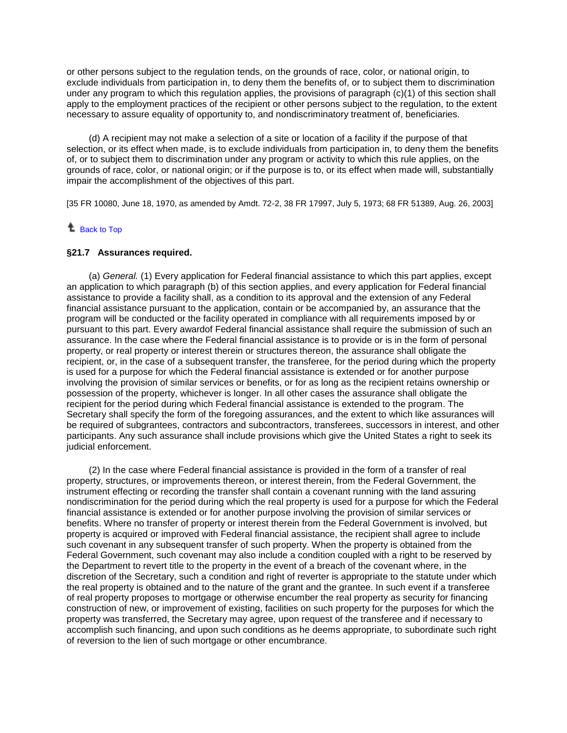or other persons subject to the regulation tends, on the grounds of race, color, or national origin, to exclude individuals from participation in, to deny them the benefits of, or to subject them to discrimination under any program to which this regulation applies, the provisions of paragraph (c)(1) of this section shall apply to the employment practices of the recipient or other persons subject to the regulation, to the extent necessary to assure equality of opportunity to, and nondiscriminatory treatment of, beneficiaries.

(d) A recipient may not make a selection of a site or location of a facility if the purpose of that selection, or its effect when made, is to exclude individuals from participation in, to deny them the benefits of, or to subject them to discrimination under any program or activity to which this rule applies, on the grounds of race, color, or national origin; or if the purpose is to, or its effect when made will, substantially impair the accomplishment of the objectives of this part.

[35 FR 10080, June 18, 1970, as amended by Amdt. 72-2, 38 FR 17997, July 5, 1973; 68 FR 51389, Aug. 26, 2003]

Back to Top

### §21.7 Assurances required.

(a) *General.* (1) Every application for Federal financial assistance to which this part applies, except an application to which paragraph (b) of this section applies, and every application for Federal financial assistance to provide a facility shall, as a condition to its approval and the extension of any Federal financial assistance pursuant to the application, contain or be accompanied by, an assurance that the program will be conducted or the facility operated in compliance with all requirements imposed by or pursuant to this part. Every awardof Federal financial assistance shall require the submission of such an assurance. In the case where the Federal financial assistance is to provide or is in the form of personal property, or real property or interest therein or structures thereon, the assurance shall obligate the recipient, or, in the case of a subsequent transfer, the transferee, for the period during which the property is used for a purpose for which the Federal financial assistance is extended or for another purpose involving the provision of similar services or benefits, or for as long as the recipient retains ownership or possession of the property, whichever is longer. In all other cases the assurance shall obligate the recipient for the period during which Federal financial assistance is extended to the program. The Secretary shall specify the form of the foregoing assurances, and the extent to which like assurances will be required of subgrantees, contractors and subcontractors, transferees, successors in interest, and other participants. Any such assurance shall include provisions which give the United States a right to seek its judicial enforcement.

(2) In the case where Federal financial assistance is provided in the form of a transfer of real property, structures, or improvements thereon, or interest therein, from the Federal Government, the instrument effecting or recording the transfer shall contain a covenant running with the land assuring nondiscrimination for the period during which the real property is used for a purpose for which the Federal financial assistance is extended or for another purpose involving the provision of similar services or benefits. Where no transfer of property or interest therein from the Federal Government is involved, but property is acquired or improved with Federal financial assistance, the recipient shall agree to include such covenant in any subsequent transfer of such property. When the property is obtained from the Federal Government, such covenant may also include a condition coupled with a right to be reserved by the Department to revert title to the property in the event of a breach of the covenant where, in the discretion of the Secretary, such a condition and right of reverter is appropriate to the statute under which the real property is obtained and to the nature of the grant and the grantee. In such event if a transferee of real property proposes to mortgage or otherwise encumber the real property as security for financing construction of new, or improvement of existing, facilities on such property for the purposes for which the property was transferred, the Secretary may agree, upon request of the transferee and if necessary to accomplish such financing, and upon such conditions as he deems appropriate, to subordinate such right of reversion to the lien of such mortgage or other encumbrance.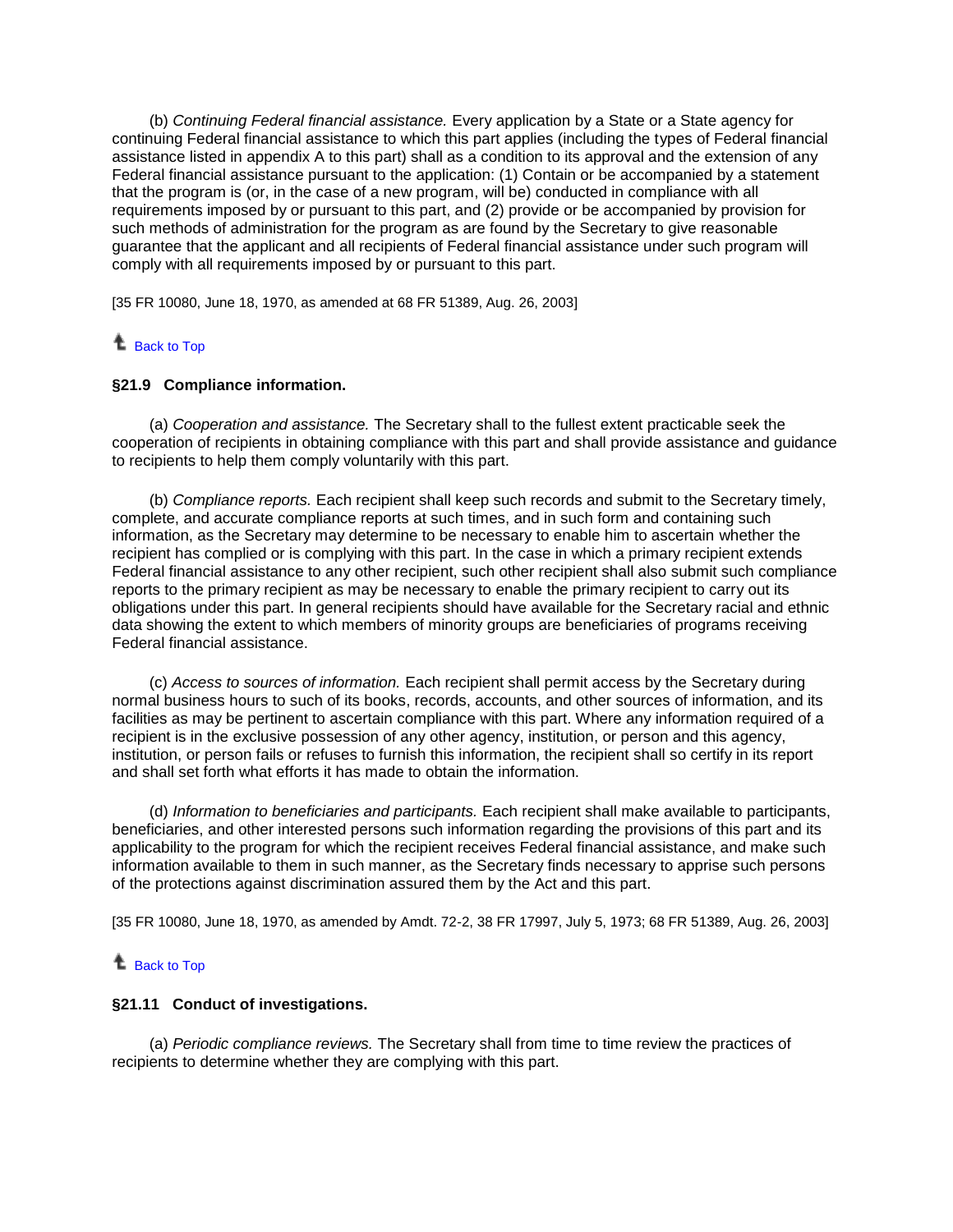(b) *Continuing Federal financial assistance.* Every application by a State or a State agency for continuing Federal financial assistance to which this part applies (including the types of Federal financial assistance listed in appendix A to this part) shall as a condition to its approval and the extension of any Federal financial assistance pursuant to the application: (1) Contain or be accompanied by a statement that the program is (or, in the case of a new program, will be) conducted in compliance with all requirements imposed by or pursuant to this part, and (2) provide or be accompanied by provision for such methods of administration for the program as are found by the Secretary to give reasonable guarantee that the applicant and all recipients of Federal financial assistance under such program will comply with all requirements imposed by or pursuant to this part.

[35 FR 10080, June 18, 1970, as amended at 68 FR 51389, Aug. 26, 2003]

Back to Top

### §21.9 Compliance information.

(a) *Cooperation and assistance.* The Secretary shall to the fullest extent practicable seek the cooperation of recipients in obtaining compliance with this part and shall provide assistance and guidance to recipients to help them comply voluntarily with this part.

(b) *Compliance reports.* Each recipient shall keep such records and submit to the Secretary timely, complete, and accurate compliance reports at such times, and in such form and containing such information, as the Secretary may determine to be necessary to enable him to ascertain whether the recipient has complied or is complying with this part. In the case in which a primary recipient extends Federal financial assistance to any other recipient, such other recipient shall also submit such compliance reports to the primary recipient as may be necessary to enable the primary recipient to carry out its obligations under this part. In general recipients should have available for the Secretary racial and ethnic data showing the extent to which members of minority groups are beneficiaries of programs receiving Federal financial assistance.

(c) *Access to sources of information.* Each recipient shall permit access by the Secretary during normal business hours to such of its books, records, accounts, and other sources of information, and its facilities as may be pertinent to ascertain compliance with this part. Where any information required of a recipient is in the exclusive possession of any other agency, institution, or person and this agency, institution, or person fails or refuses to furnish this information, the recipient shall so certify in its report and shall set forth what efforts it has made to obtain the information.

(d) *Information to beneficiaries and participants.* Each recipient shall make available to participants, beneficiaries, and other interested persons such information regarding the provisions of this part and its applicability to the program for which the recipient receives Federal financial assistance, and make such information available to them in such manner, as the Secretary finds necessary to apprise such persons of the protections against discrimination assured them by the Act and this part.

[35 FR 10080, June 18, 1970, as amended by Amdt. 72-2, 38 FR 17997, July 5, 1973; 68 FR 51389, Aug. 26, 2003]

Back to Top

### §21.11 Conduct of investigations.

(a) *Periodic compliance reviews.* The Secretary shall from time to time review the practices of recipients to determine whether they are complying with this part.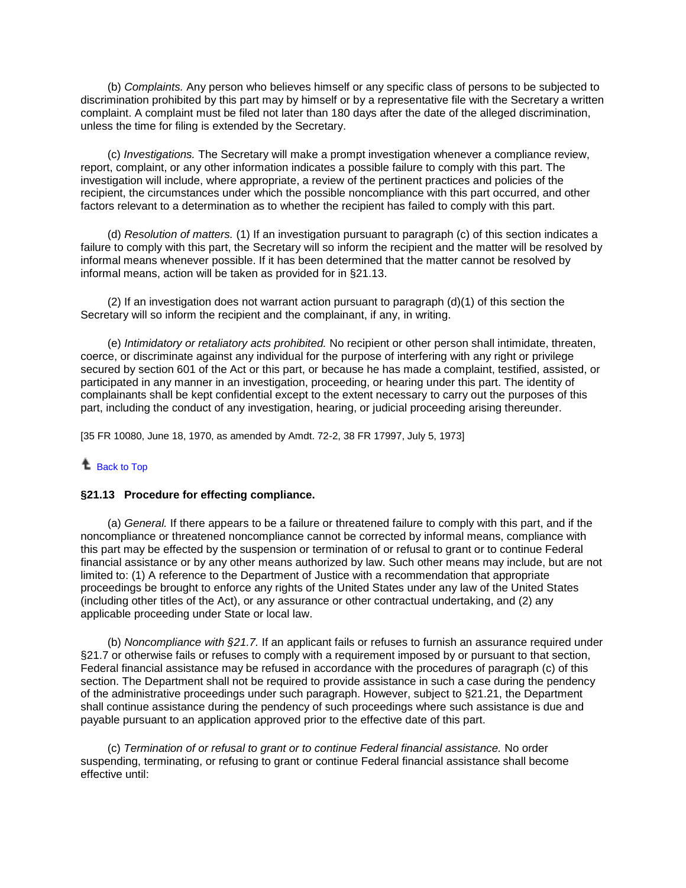(b) *Complaints.* Any person who believes himself or any specific class of persons to be subjected to discrimination prohibited by this part may by himself or by a representative file with the Secretary a written complaint. A complaint must be filed not later than 180 days after the date of the alleged discrimination, unless the time for filing is extended by the Secretary.

(c) *Investigations.* The Secretary will make a prompt investigation whenever a compliance review, report, complaint, or any other information indicates a possible failure to comply with this part. The investigation will include, where appropriate, a review of the pertinent practices and policies of the recipient, the circumstances under which the possible noncompliance with this part occurred, and other factors relevant to a determination as to whether the recipient has failed to comply with this part.

(d) *Resolution of matters.* (1) If an investigation pursuant to paragraph (c) of this section indicates a failure to comply with this part, the Secretary will so inform the recipient and the matter will be resolved by informal means whenever possible. If it has been determined that the matter cannot be resolved by informal means, action will be taken as provided for in §21.13.

(2) If an investigation does not warrant action pursuant to paragraph (d)(1) of this section the Secretary will so inform the recipient and the complainant, if any, in writing.

(e) *Intimidatory or retaliatory acts prohibited.* No recipient or other person shall intimidate, threaten, coerce, or discriminate against any individual for the purpose of interfering with any right or privilege secured by section 601 of the Act or this part, or because he has made a complaint, testified, assisted, or participated in any manner in an investigation, proceeding, or hearing under this part. The identity of complainants shall be kept confidential except to the extent necessary to carry out the purposes of this part, including the conduct of any investigation, hearing, or judicial proceeding arising thereunder.

[35 FR 10080, June 18, 1970, as amended by Amdt. 72-2, 38 FR 17997, July 5, 1973]

Back to Top

### §21.13 Procedure for effecting compliance.

(a) *General.* If there appears to be a failure or threatened failure to comply with this part, and if the noncompliance or threatened noncompliance cannot be corrected by informal means, compliance with this part may be effected by the suspension or termination of or refusal to grant or to continue Federal financial assistance or by any other means authorized by law. Such other means may include, but are not limited to: (1) A reference to the Department of Justice with a recommendation that appropriate proceedings be brought to enforce any rights of the United States under any law of the United States (including other titles of the Act), or any assurance or other contractual undertaking, and (2) any applicable proceeding under State or local law.

(b) *Noncompliance with §21.7.* If an applicant fails or refuses to furnish an assurance required under §21.7 or otherwise fails or refuses to comply with a requirement imposed by or pursuant to that section, Federal financial assistance may be refused in accordance with the procedures of paragraph (c) of this section. The Department shall not be required to provide assistance in such a case during the pendency of the administrative proceedings under such paragraph. However, subject to §21.21, the Department shall continue assistance during the pendency of such proceedings where such assistance is due and payable pursuant to an application approved prior to the effective date of this part.

(c) *Termination of or refusal to grant or to continue Federal financial assistance.* No order suspending, terminating, or refusing to grant or continue Federal financial assistance shall become effective until: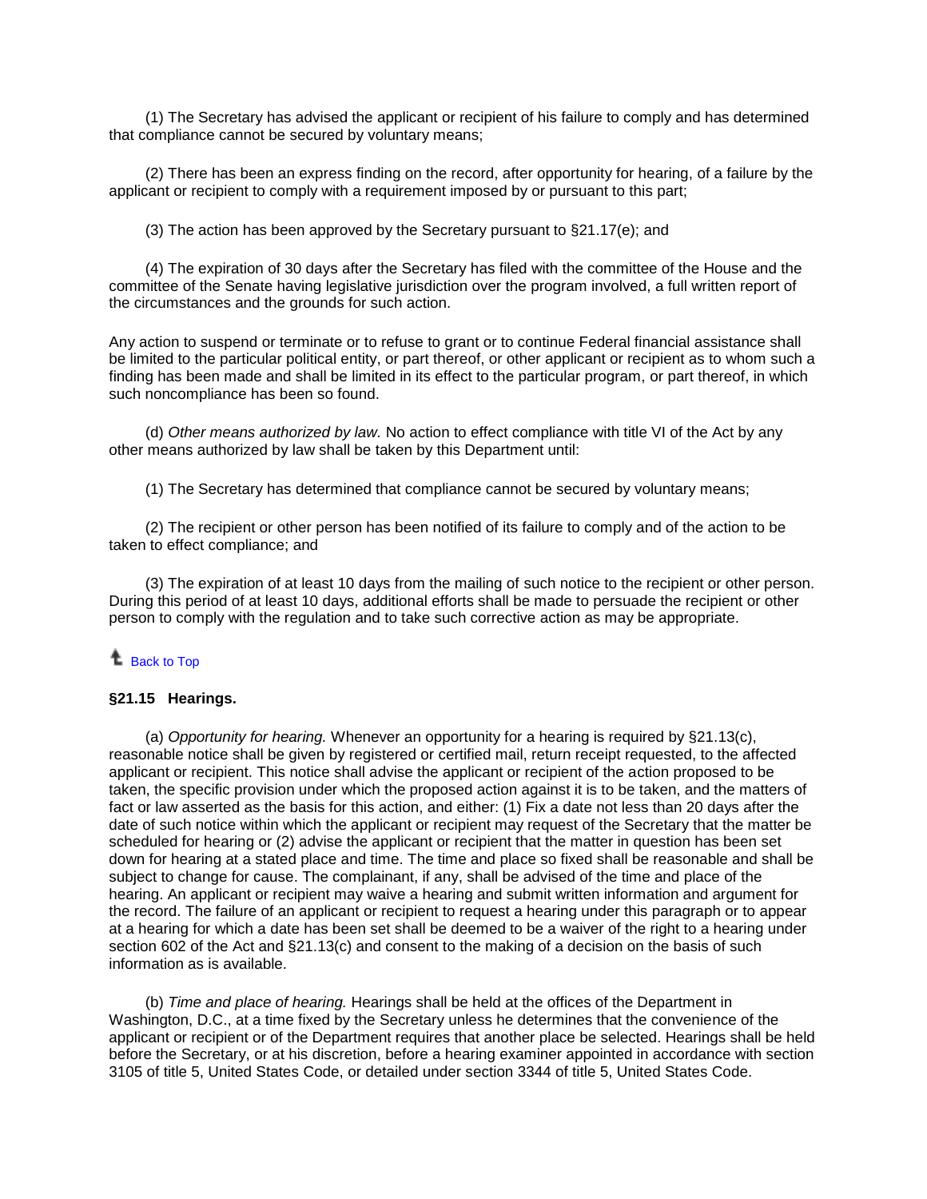(1) The Secretary has advised the applicant or recipient of his failure to comply and has determined that compliance cannot be secured by voluntary means;

(2) There has been an express finding on the record, after opportunity for hearing, of a failure by the applicant or recipient to comply with a requirement imposed by or pursuant to this part;

(3) The action has been approved by the Secretary pursuant to §21.17(e); and

(4) The expiration of 30 days after the Secretary has filed with the committee of the House and the committee of the Senate having legislative jurisdiction over the program involved, a full written report of the circumstances and the grounds for such action.

Any action to suspend or terminate or to refuse to grant or to continue Federal financial assistance shall be limited to the particular political entity, or part thereof, or other applicant or recipient as to whom such a finding has been made and shall be limited in its effect to the particular program, or part thereof, in which such noncompliance has been so found.

(d) *Other means authorized by law.* No action to effect compliance with title VI of the Act by any other means authorized by law shall be taken by this Department until:

(1) The Secretary has determined that compliance cannot be secured by voluntary means;

(2) The recipient or other person has been notified of its failure to comply and of the action to be taken to effect compliance; and

(3) The expiration of at least 10 days from the mailing of such notice to the recipient or other person. During this period of at least 10 days, additional efforts shall be made to persuade the recipient or other person to comply with the regulation and to take such corrective action as may be appropriate.

Back to Top

**§21.15 Hearings.**

(a) *Opportunity for hearing.* Whenever an opportunity for a hearing is required by §21.13(c), reasonable notice shall be given by registered or certified mail, return receipt requested, to the affected applicant or recipient. This notice shall advise the applicant or recipient of the action proposed to be taken, the specific provision under which the proposed action against it is to be taken, and the matters of fact or law asserted as the basis for this action, and either: (1) Fix a date not less than 20 days after the date of such notice within which the applicant or recipient may request of the Secretary that the matter be scheduled for hearing or (2) advise the applicant or recipient that the matter in question has been set down for hearing at a stated place and time. The time and place so fixed shall be reasonable and shall be subject to change for cause. The complainant, if any, shall be advised of the time and place of the hearing. An applicant or recipient may waive a hearing and submit written information and argument for the record. The failure of an applicant or recipient to request a hearing under this paragraph or to appear at a hearing for which a date has been set shall be deemed to be a waiver of the right to a hearing under section 602 of the Act and §21.13(c) and consent to the making of a decision on the basis of such information as is available.

(b) *Time and place of hearing.* Hearings shall be held at the offices of the Department in Washington, D.C., at a time fixed by the Secretary unless he determines that the convenience of the applicant or recipient or of the Department requires that another place be selected. Hearings shall be held before the Secretary, or at his discretion, before a hearing examiner appointed in accordance with section 3105 of title 5, United States Code, or detailed under section 3344 of title 5, United States Code.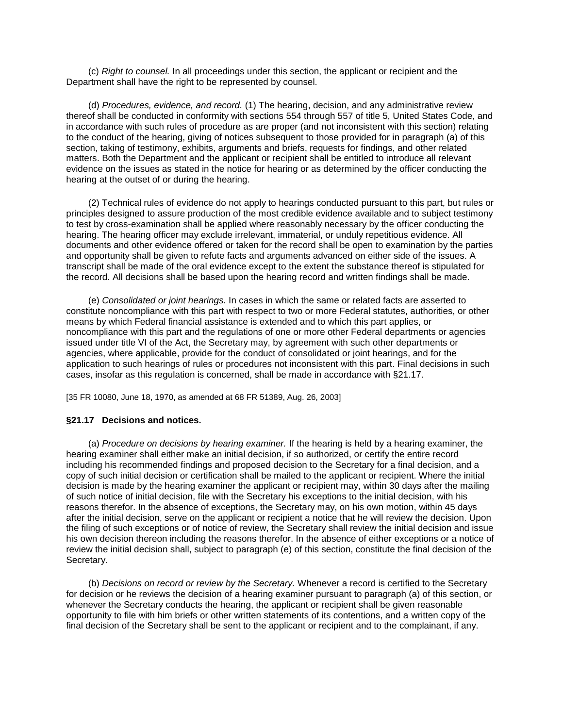(c) *Right to counsel.* In all proceedings under this section, the applicant or recipient and the Department shall have the right to be represented by counsel.

(d) *Procedures, evidence, and record.* (1) The hearing, decision, and any administrative review thereof shall be conducted in conformity with sections 554 through 557 of title 5, United States Code, and in accordance with such rules of procedure as are proper (and not inconsistent with this section) relating to the conduct of the hearing, giving of notices subsequent to those provided for in paragraph (a) of this section, taking of testimony, exhibits, arguments and briefs, requests for findings, and other related matters. Both the Department and the applicant or recipient shall be entitled to introduce all relevant evidence on the issues as stated in the notice for hearing or as determined by the officer conducting the hearing at the outset of or during the hearing.

(2) Technical rules of evidence do not apply to hearings conducted pursuant to this part, but rules or principles designed to assure production of the most credible evidence available and to subject testimony to test by cross-examination shall be applied where reasonably necessary by the officer conducting the hearing. The hearing officer may exclude irrelevant, immaterial, or unduly repetitious evidence. All documents and other evidence offered or taken for the record shall be open to examination by the parties and opportunity shall be given to refute facts and arguments advanced on either side of the issues. A transcript shall be made of the oral evidence except to the extent the substance thereof is stipulated for the record. All decisions shall be based upon the hearing record and written findings shall be made.

(e) *Consolidated or joint hearings.* In cases in which the same or related facts are asserted to constitute noncompliance with this part with respect to two or more Federal statutes, authorities, or other means by which Federal financial assistance is extended and to which this part applies, or noncompliance with this part and the regulations of one or more other Federal departments or agencies issued under title VI of the Act, the Secretary may, by agreement with such other departments or agencies, where applicable, provide for the conduct of consolidated or joint hearings, and for the application to such hearings of rules or procedures not inconsistent with this part. Final decisions in such cases, insofar as this regulation is concerned, shall be made in accordance with §21.17.

[35 FR 10080, June 18, 1970, as amended at 68 FR 51389, Aug. 26, 2003]

### §21.17 Decisions and notices.

(a) *Procedure on decisions by hearing examiner.* If the hearing is held by a hearing examiner, the hearing examiner shall either make an initial decision, if so authorized, or certify the entire record including his recommended findings and proposed decision to the Secretary for a final decision, and a copy of such initial decision or certification shall be mailed to the applicant or recipient. Where the initial decision is made by the hearing examiner the applicant or recipient may, within 30 days after the mailing of such notice of initial decision, file with the Secretary his exceptions to the initial decision, with his reasons therefor. In the absence of exceptions, the Secretary may, on his own motion, within 45 days after the initial decision, serve on the applicant or recipient a notice that he will review the decision. Upon the filing of such exceptions or of notice of review, the Secretary shall review the initial decision and issue his own decision thereon including the reasons therefor. In the absence of either exceptions or a notice of review the initial decision shall, subject to paragraph (e) of this section, constitute the final decision of the Secretary.

(b) *Decisions on record or review by the Secretary.* Whenever a record is certified to the Secretary for decision or he reviews the decision of a hearing examiner pursuant to paragraph (a) of this section, or whenever the Secretary conducts the hearing, the applicant or recipient shall be given reasonable opportunity to file with him briefs or other written statements of its contentions, and a written copy of the final decision of the Secretary shall be sent to the applicant or recipient and to the complainant, if any.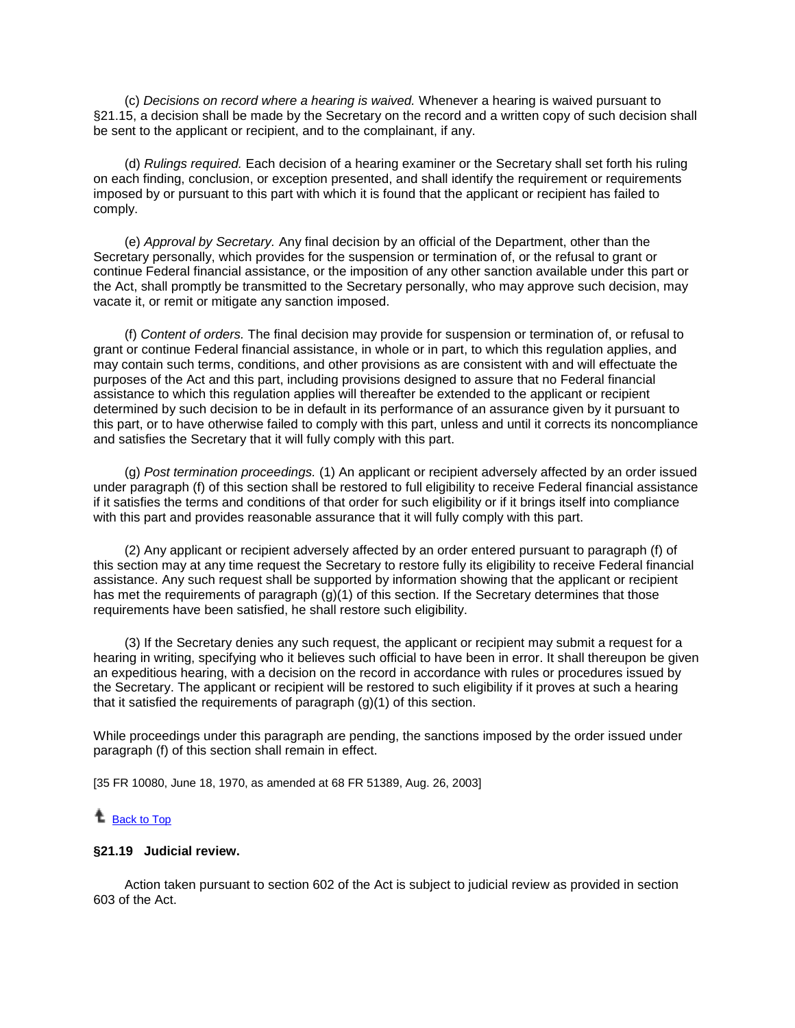(c) *Decisions on record where a hearing is waived.* Whenever a hearing is waived pursuant to §21.15, a decision shall be made by the Secretary on the record and a written copy of such decision shall be sent to the applicant or recipient, and to the complainant, if any.

(d) *Rulings required.* Each decision of a hearing examiner or the Secretary shall set forth his ruling on each finding, conclusion, or exception presented, and shall identify the requirement or requirements imposed by or pursuant to this part with which it is found that the applicant or recipient has failed to comply.

(e) *Approval by Secretary.* Any final decision by an official of the Department, other than the Secretary personally, which provides for the suspension or termination of, or the refusal to grant or continue Federal financial assistance, or the imposition of any other sanction available under this part or the Act, shall promptly be transmitted to the Secretary personally, who may approve such decision, may vacate it, or remit or mitigate any sanction imposed.

(f) *Content of orders.* The final decision may provide for suspension or termination of, or refusal to grant or continue Federal financial assistance, in whole or in part, to which this regulation applies, and may contain such terms, conditions, and other provisions as are consistent with and will effectuate the purposes of the Act and this part, including provisions designed to assure that no Federal financial assistance to which this regulation applies will thereafter be extended to the applicant or recipient determined by such decision to be in default in its performance of an assurance given by it pursuant to this part, or to have otherwise failed to comply with this part, unless and until it corrects its noncompliance and satisfies the Secretary that it will fully comply with this part.

(g) *Post termination proceedings.* (1) An applicant or recipient adversely affected by an order issued under paragraph (f) of this section shall be restored to full eligibility to receive Federal financial assistance if it satisfies the terms and conditions of that order for such eligibility or if it brings itself into compliance with this part and provides reasonable assurance that it will fully comply with this part.

(2) Any applicant or recipient adversely affected by an order entered pursuant to paragraph (f) of this section may at any time request the Secretary to restore fully its eligibility to receive Federal financial assistance. Any such request shall be supported by information showing that the applicant or recipient has met the requirements of paragraph (g)(1) of this section. If the Secretary determines that those requirements have been satisfied, he shall restore such eligibility.

(3) If the Secretary denies any such request, the applicant or recipient may submit a request for a hearing in writing, specifying who it believes such official to have been in error. It shall thereupon be given an expeditious hearing, with a decision on the record in accordance with rules or procedures issued by the Secretary. The applicant or recipient will be restored to such eligibility if it proves at such a hearing that it satisfied the requirements of paragraph (g)(1) of this section.

While proceedings under this paragraph are pending, the sanctions imposed by the order issued under paragraph (f) of this section shall remain in effect.

[35 FR 10080, June 18, 1970, as amended at 68 FR 51389, Aug. 26, 2003]

Back to Top

**§21.19 Judicial review.**

Action taken pursuant to section 602 of the Act is subject to judicial review as provided in section 603 of the Act.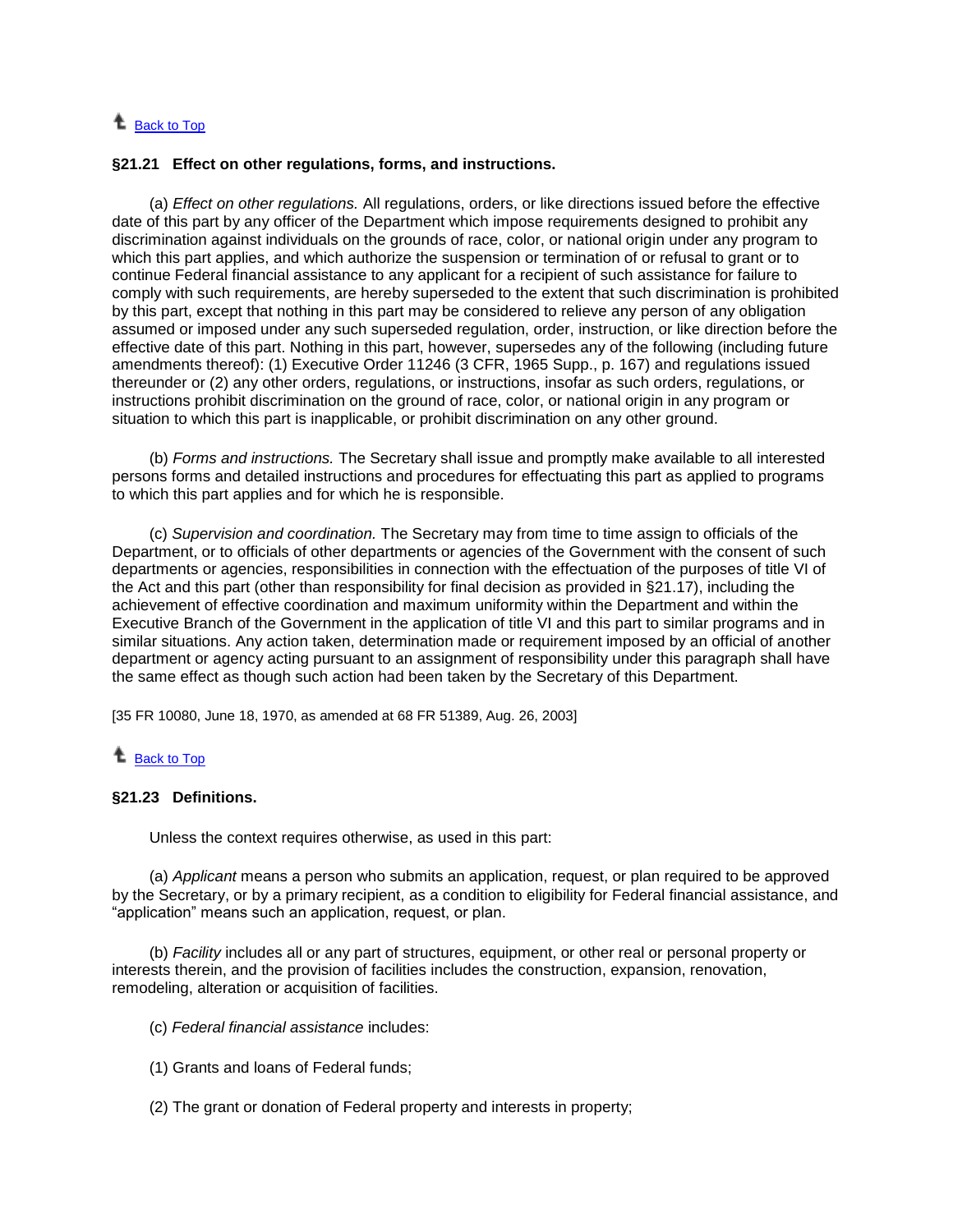Back to Top

### §21.21 Effect on other regulations, forms, and instructions.

(a) *Effect on other regulations.* All regulations, orders, or like directions issued before the effective date of this part by any officer of the Department which impose requirements designed to prohibit any discrimination against individuals on the grounds of race, color, or national origin under any program to which this part applies, and which authorize the suspension or termination of or refusal to grant or to continue Federal financial assistance to any applicant for a recipient of such assistance for failure to comply with such requirements, are hereby superseded to the extent that such discrimination is prohibited by this part, except that nothing in this part may be considered to relieve any person of any obligation assumed or imposed under any such superseded regulation, order, instruction, or like direction before the effective date of this part. Nothing in this part, however, supersedes any of the following (including future amendments thereof): (1) Executive Order 11246 (3 CFR, 1965 Supp., p. 167) and regulations issued thereunder or (2) any other orders, regulations, or instructions, insofar as such orders, regulations, or instructions prohibit discrimination on the ground of race, color, or national origin in any program or situation to which this part is inapplicable, or prohibit discrimination on any other ground.

(b) *Forms and instructions.* The Secretary shall issue and promptly make available to all interested persons forms and detailed instructions and procedures for effectuating this part as applied to programs to which this part applies and for which he is responsible.

(c) *Supervision and coordination.* The Secretary may from time to time assign to officials of the Department, or to officials of other departments or agencies of the Government with the consent of such departments or agencies, responsibilities in connection with the effectuation of the purposes of title VI of the Act and this part (other than responsibility for final decision as provided in §21.17), including the achievement of effective coordination and maximum uniformity within the Department and within the Executive Branch of the Government in the application of title VI and this part to similar programs and in similar situations. Any action taken, determination made or requirement imposed by an official of another department or agency acting pursuant to an assignment of responsibility under this paragraph shall have the same effect as though such action had been taken by the Secretary of this Department.

[35 FR 10080, June 18, 1970, as amended at 68 FR 51389, Aug. 26, 2003]

Back to Top

### §21.23 Definitions.

Unless the context requires otherwise, as used in this part:

(a) *Applicant* means a person who submits an application, request, or plan required to be approved by the Secretary, or by a primary recipient, as a condition to eligibility for Federal financial assistance, and "application" means such an application, request, or plan.

(b) *Facility* includes all or any part of structures, equipment, or other real or personal property or interests therein, and the provision of facilities includes the construction, expansion, renovation, remodeling, alteration or acquisition of facilities.

(c) *Federal financial assistance* includes:

(1) Grants and loans of Federal funds;

(2) The grant or donation of Federal property and interests in property;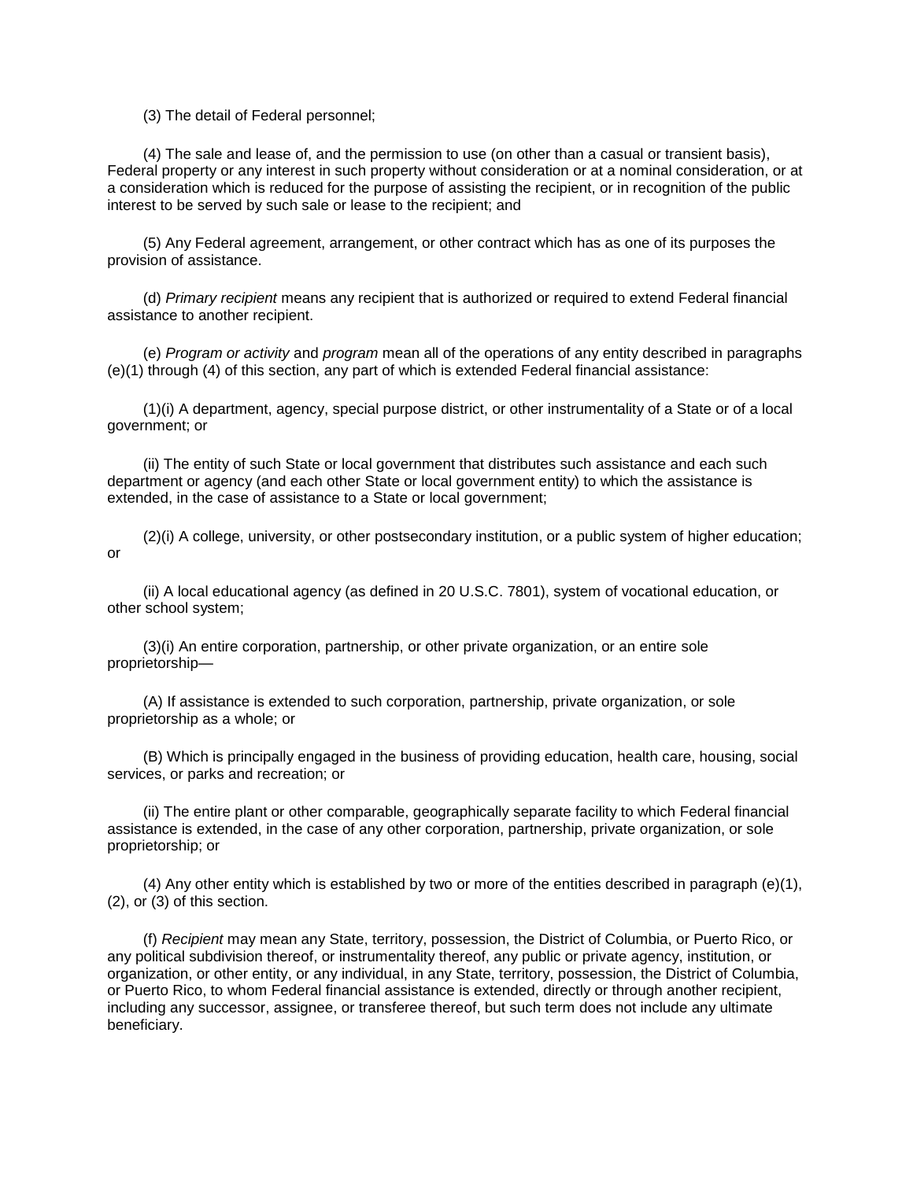(3) The detail of Federal personnel;

(4) The sale and lease of, and the permission to use (on other than a casual or transient basis), Federal property or any interest in such property without consideration or at a nominal consideration, or at a consideration which is reduced for the purpose of assisting the recipient, or in recognition of the public interest to be served by such sale or lease to the recipient; and

(5) Any Federal agreement, arrangement, or other contract which has as one of its purposes the provision of assistance.

(d) *Primary recipient* means any recipient that is authorized or required to extend Federal financial assistance to another recipient.

(e) *Program or activity* and *program* mean all of the operations of any entity described in paragraphs (e)(1) through (4) of this section, any part of which is extended Federal financial assistance:

(1)(i) A department, agency, special purpose district, or other instrumentality of a State or of a local government; or

(ii) The entity of such State or local government that distributes such assistance and each such department or agency (and each other State or local government entity) to which the assistance is extended, in the case of assistance to a State or local government;

(2)(i) A college, university, or other postsecondary institution, or a public system of higher education; or

(ii) A local educational agency (as defined in 20 U.S.C. 7801), system of vocational education, or other school system;

(3)(i) An entire corporation, partnership, or other private organization, or an entire sole proprietorship—

(A) If assistance is extended to such corporation, partnership, private organization, or sole proprietorship as a whole; or

(B) Which is principally engaged in the business of providing education, health care, housing, social services, or parks and recreation; or

(ii) The entire plant or other comparable, geographically separate facility to which Federal financial assistance is extended, in the case of any other corporation, partnership, private organization, or sole proprietorship; or

(4) Any other entity which is established by two or more of the entities described in paragraph (e)(1), (2), or (3) of this section.

(f) *Recipient* may mean any State, territory, possession, the District of Columbia, or Puerto Rico, or any political subdivision thereof, or instrumentality thereof, any public or private agency, institution, or organization, or other entity, or any individual, in any State, territory, possession, the District of Columbia, or Puerto Rico, to whom Federal financial assistance is extended, directly or through another recipient, including any successor, assignee, or transferee thereof, but such term does not include any ultimate beneficiary.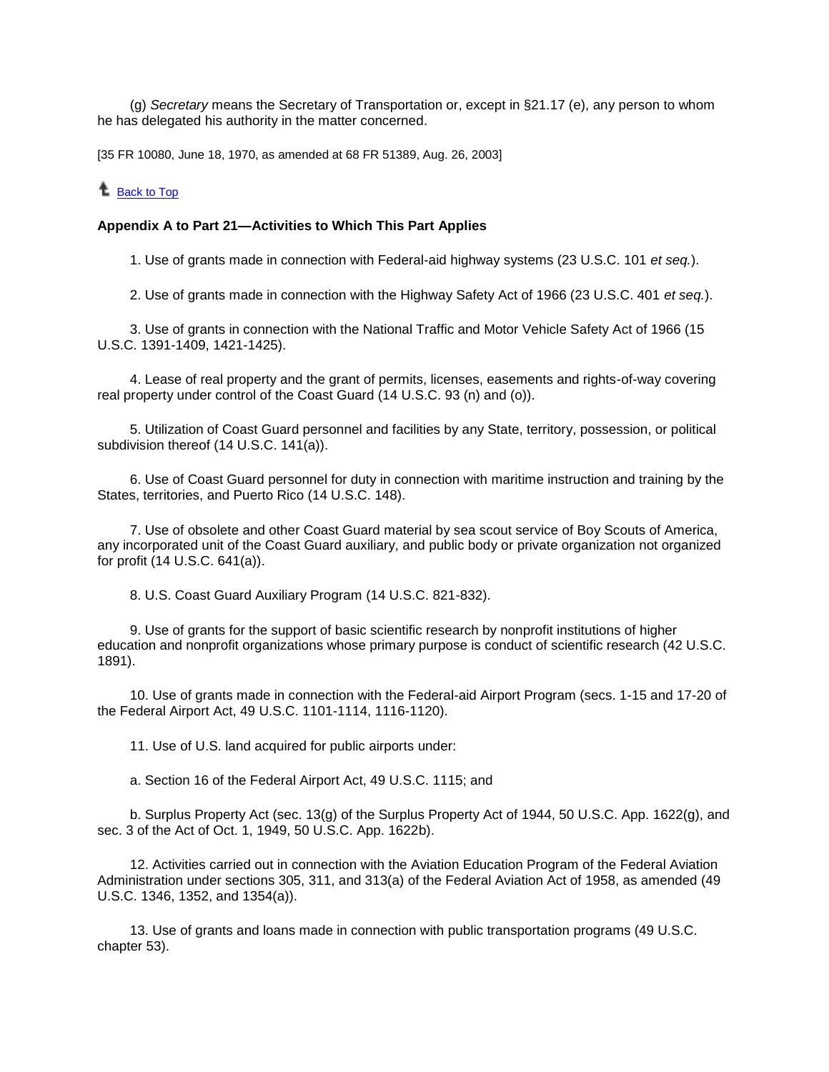(g) *Secretary* means the Secretary of Transportation or, except in §21.17 (e), any person to whom he has delegated his authority in the matter concerned.

[35 FR 10080, June 18, 1970, as amended at 68 FR 51389, Aug. 26, 2003]

Back to Top

**Appendix A to Part 21—Activities to Which This Part Applies**

1. Use of grants made in connection with Federal-aid highway systems (23 U.S.C. 101 *et seq.*).

2. Use of grants made in connection with the Highway Safety Act of 1966 (23 U.S.C. 401 *et seq.*).

3. Use of grants in connection with the National Traffic and Motor Vehicle Safety Act of 1966 (15 U.S.C. 1391-1409, 1421-1425).

4. Lease of real property and the grant of permits, licenses, easements and rights-of-way covering real property under control of the Coast Guard (14 U.S.C. 93 (n) and (o)).

5. Utilization of Coast Guard personnel and facilities by any State, territory, possession, or political subdivision thereof (14 U.S.C. 141(a)).

6. Use of Coast Guard personnel for duty in connection with maritime instruction and training by the States, territories, and Puerto Rico (14 U.S.C. 148).

7. Use of obsolete and other Coast Guard material by sea scout service of Boy Scouts of America, any incorporated unit of the Coast Guard auxiliary, and public body or private organization not organized for profit (14 U.S.C. 641(a)).

8. U.S. Coast Guard Auxiliary Program (14 U.S.C. 821-832).

9. Use of grants for the support of basic scientific research by nonprofit institutions of higher education and nonprofit organizations whose primary purpose is conduct of scientific research (42 U.S.C. 1891).

10. Use of grants made in connection with the Federal-aid Airport Program (secs. 1-15 and 17-20 of the Federal Airport Act, 49 U.S.C. 1101-1114, 1116-1120).

11. Use of U.S. land acquired for public airports under:

a. Section 16 of the Federal Airport Act, 49 U.S.C. 1115; and

b. Surplus Property Act (sec. 13(g) of the Surplus Property Act of 1944, 50 U.S.C. App. 1622(g), and sec. 3 of the Act of Oct. 1, 1949, 50 U.S.C. App. 1622b).

12. Activities carried out in connection with the Aviation Education Program of the Federal Aviation Administration under sections 305, 311, and 313(a) of the Federal Aviation Act of 1958, as amended (49 U.S.C. 1346, 1352, and 1354(a)).

13. Use of grants and loans made in connection with public transportation programs (49 U.S.C. chapter 53).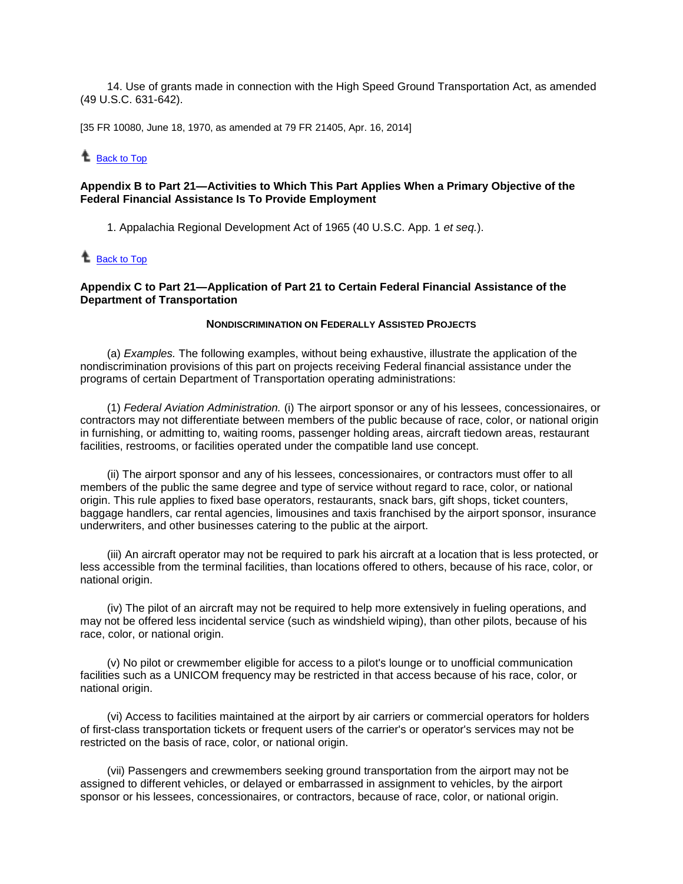14. Use of grants made in connection with the High Speed Ground Transportation Act, as amended (49 U.S.C. 631-642).

[35 FR 10080, June 18, 1970, as amended at 79 FR 21405, Apr. 16, 2014]

Back to Top

### Appendix B to Part 21—Activities to Which This Part Applies When a Primary Objective of the Federal Financial Assistance Is To Provide Employment

1. Appalachia Regional Development Act of 1965 (40 U.S.C. App. 1 *et seq.*).

Back to Top

### Appendix C to Part 21—Application of Part 21 to Certain Federal Financial Assistance of the Department of Transportation

**NONDISCRIMINATION ON FEDERALLY ASSISTED PROJECTS**

(a) *Examples.* The following examples, without being exhaustive, illustrate the application of the nondiscrimination provisions of this part on projects receiving Federal financial assistance under the programs of certain Department of Transportation operating administrations:

(1) *Federal Aviation Administration.* (i) The airport sponsor or any of his lessees, concessionaires, or contractors may not differentiate between members of the public because of race, color, or national origin in furnishing, or admitting to, waiting rooms, passenger holding areas, aircraft tiedown areas, restaurant facilities, restrooms, or facilities operated under the compatible land use concept.

(ii) The airport sponsor and any of his lessees, concessionaires, or contractors must offer to all members of the public the same degree and type of service without regard to race, color, or national origin. This rule applies to fixed base operators, restaurants, snack bars, gift shops, ticket counters, baggage handlers, car rental agencies, limousines and taxis franchised by the airport sponsor, insurance underwriters, and other businesses catering to the public at the airport.

(iii) An aircraft operator may not be required to park his aircraft at a location that is less protected, or less accessible from the terminal facilities, than locations offered to others, because of his race, color, or national origin.

(iv) The pilot of an aircraft may not be required to help more extensively in fueling operations, and may not be offered less incidental service (such as windshield wiping), than other pilots, because of his race, color, or national origin.

(v) No pilot or crewmember eligible for access to a pilot's lounge or to unofficial communication facilities such as a UNICOM frequency may be restricted in that access because of his race, color, or national origin.

(vi) Access to facilities maintained at the airport by air carriers or commercial operators for holders of first-class transportation tickets or frequent users of the carrier's or operator's services may not be restricted on the basis of race, color, or national origin.

(vii) Passengers and crewmembers seeking ground transportation from the airport may not be assigned to different vehicles, or delayed or embarrassed in assignment to vehicles, by the airport sponsor or his lessees, concessionaires, or contractors, because of race, color, or national origin.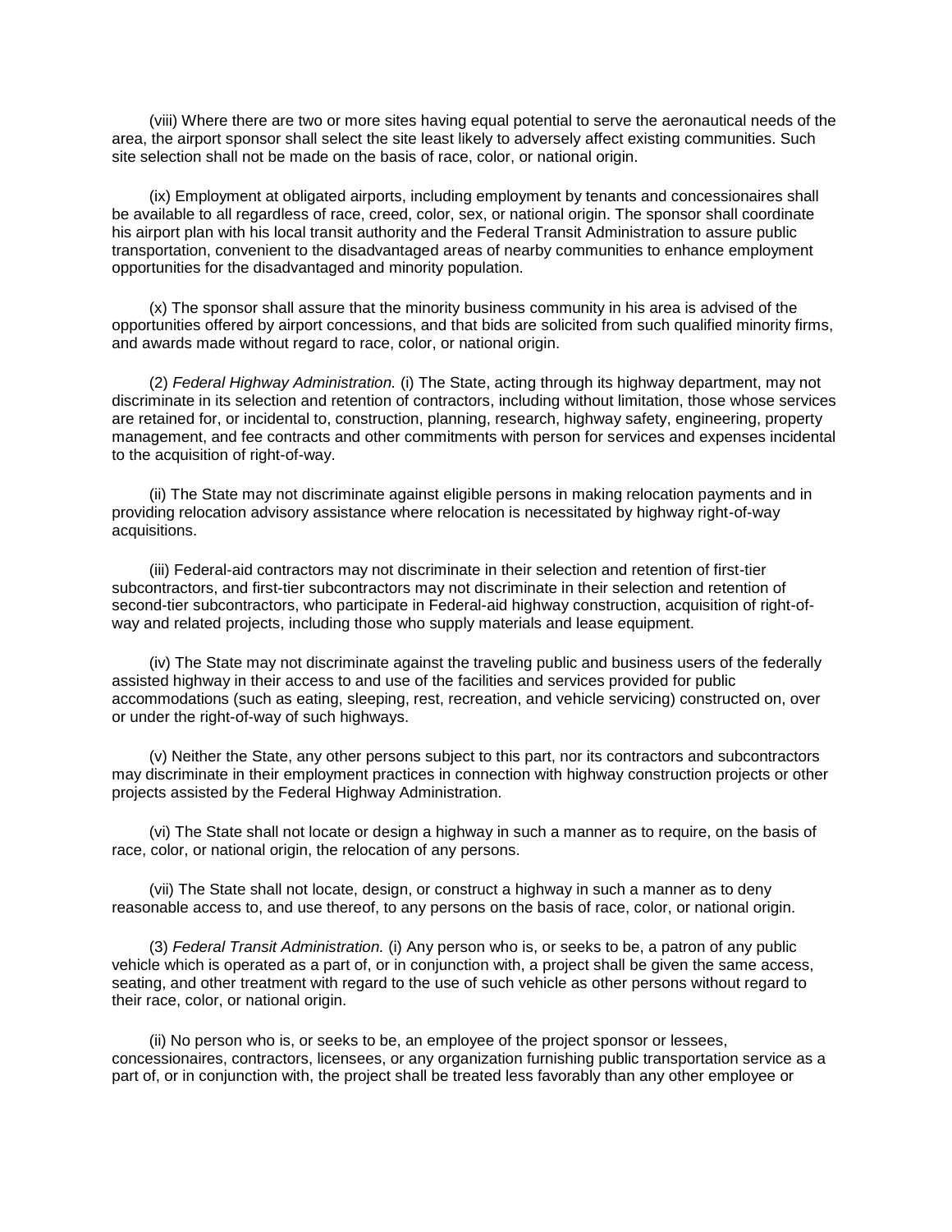(viii) Where there are two or more sites having equal potential to serve the aeronautical needs of the area, the airport sponsor shall select the site least likely to adversely affect existing communities. Such site selection shall not be made on the basis of race, color, or national origin.

(ix) Employment at obligated airports, including employment by tenants and concessionaires shall be available to all regardless of race, creed, color, sex, or national origin. The sponsor shall coordinate his airport plan with his local transit authority and the Federal Transit Administration to assure public transportation, convenient to the disadvantaged areas of nearby communities to enhance employment opportunities for the disadvantaged and minority population.

(x) The sponsor shall assure that the minority business community in his area is advised of the opportunities offered by airport concessions, and that bids are solicited from such qualified minority firms, and awards made without regard to race, color, or national origin.

(2) *Federal Highway Administration.* (i) The State, acting through its highway department, may not discriminate in its selection and retention of contractors, including without limitation, those whose services are retained for, or incidental to, construction, planning, research, highway safety, engineering, property management, and fee contracts and other commitments with person for services and expenses incidental to the acquisition of right-of-way.

(ii) The State may not discriminate against eligible persons in making relocation payments and in providing relocation advisory assistance where relocation is necessitated by highway right-of-way acquisitions.

(iii) Federal-aid contractors may not discriminate in their selection and retention of first-tier subcontractors, and first-tier subcontractors may not discriminate in their selection and retention of second-tier subcontractors, who participate in Federal-aid highway construction, acquisition of right-of-way and related projects, including those who supply materials and lease equipment.

(iv) The State may not discriminate against the traveling public and business users of the federally assisted highway in their access to and use of the facilities and services provided for public accommodations (such as eating, sleeping, rest, recreation, and vehicle servicing) constructed on, over or under the right-of-way of such highways.

(v) Neither the State, any other persons subject to this part, nor its contractors and subcontractors may discriminate in their employment practices in connection with highway construction projects or other projects assisted by the Federal Highway Administration.

(vi) The State shall not locate or design a highway in such a manner as to require, on the basis of race, color, or national origin, the relocation of any persons.

(vii) The State shall not locate, design, or construct a highway in such a manner as to deny reasonable access to, and use thereof, to any persons on the basis of race, color, or national origin.

(3) *Federal Transit Administration.* (i) Any person who is, or seeks to be, a patron of any public vehicle which is operated as a part of, or in conjunction with, a project shall be given the same access, seating, and other treatment with regard to the use of such vehicle as other persons without regard to their race, color, or national origin.

(ii) No person who is, or seeks to be, an employee of the project sponsor or lessees, concessionaires, contractors, licensees, or any organization furnishing public transportation service as a part of, or in conjunction with, the project shall be treated less favorably than any other employee or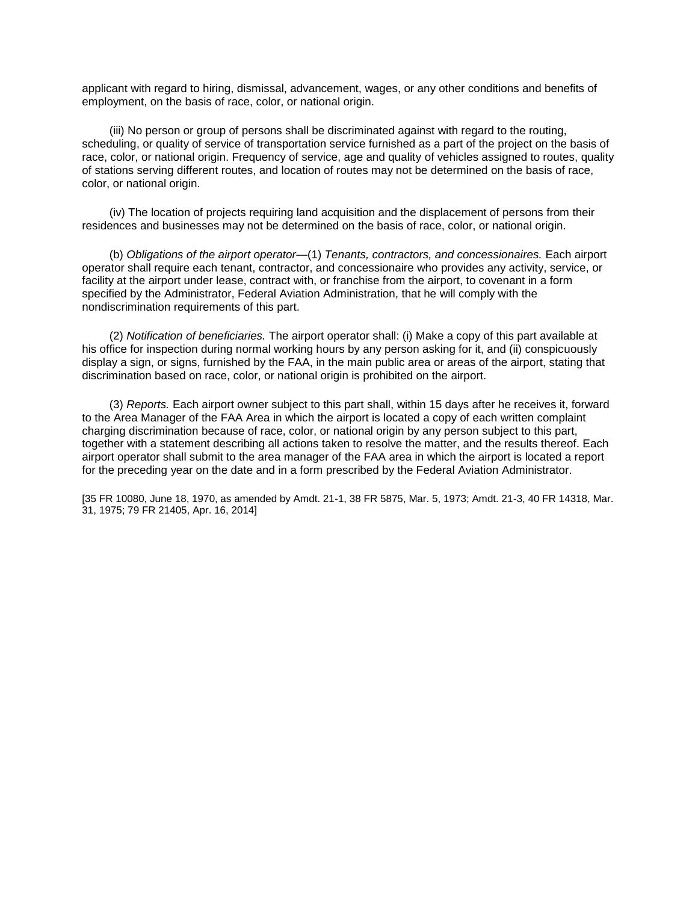applicant with regard to hiring, dismissal, advancement, wages, or any other conditions and benefits of employment, on the basis of race, color, or national origin.

(iii) No person or group of persons shall be discriminated against with regard to the routing, scheduling, or quality of service of transportation service furnished as a part of the project on the basis of race, color, or national origin. Frequency of service, age and quality of vehicles assigned to routes, quality of stations serving different routes, and location of routes may not be determined on the basis of race, color, or national origin.

(iv) The location of projects requiring land acquisition and the displacement of persons from their residences and businesses may not be determined on the basis of race, color, or national origin.

(b) *Obligations of the airport operator*—(1) *Tenants, contractors, and concessionaires.* Each airport operator shall require each tenant, contractor, and concessionaire who provides any activity, service, or facility at the airport under lease, contract with, or franchise from the airport, to covenant in a form specified by the Administrator, Federal Aviation Administration, that he will comply with the nondiscrimination requirements of this part.

(2) *Notification of beneficiaries.* The airport operator shall: (i) Make a copy of this part available at his office for inspection during normal working hours by any person asking for it, and (ii) conspicuously display a sign, or signs, furnished by the FAA, in the main public area or areas of the airport, stating that discrimination based on race, color, or national origin is prohibited on the airport.

(3) *Reports.* Each airport owner subject to this part shall, within 15 days after he receives it, forward to the Area Manager of the FAA Area in which the airport is located a copy of each written complaint charging discrimination because of race, color, or national origin by any person subject to this part, together with a statement describing all actions taken to resolve the matter, and the results thereof. Each airport operator shall submit to the area manager of the FAA area in which the airport is located a report for the preceding year on the date and in a form prescribed by the Federal Aviation Administrator.

[35 FR 10080, June 18, 1970, as amended by Amdt. 21-1, 38 FR 5875, Mar. 5, 1973; Amdt. 21-3, 40 FR 14318, Mar. 31, 1975; 79 FR 21405, Apr. 16, 2014]